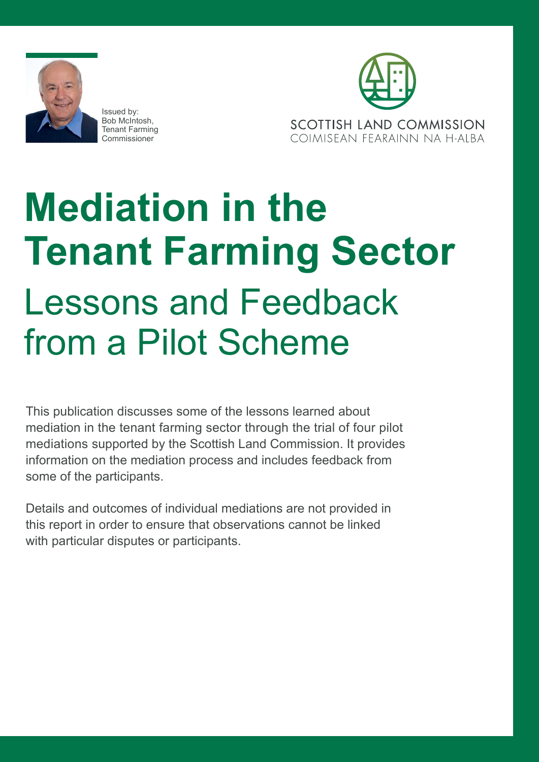Issued by:
Bob McIntosh,
Tenant Farming
Commissioner

SCOTTISH LAND COMMISSION
COIMISEAN FEARAINN NA H-ALBA

# Mediation in the Tenant Farming Sector

## Lessons and Feedback from a Pilot Scheme

This publication discusses some of the lessons learned about mediation in the tenant farming sector through the trial of four pilot mediations supported by the Scottish Land Commission. It provides information on the mediation process and includes feedback from some of the participants.

Details and outcomes of individual mediations are not provided in this report in order to ensure that observations cannot be linked with particular disputes or participants.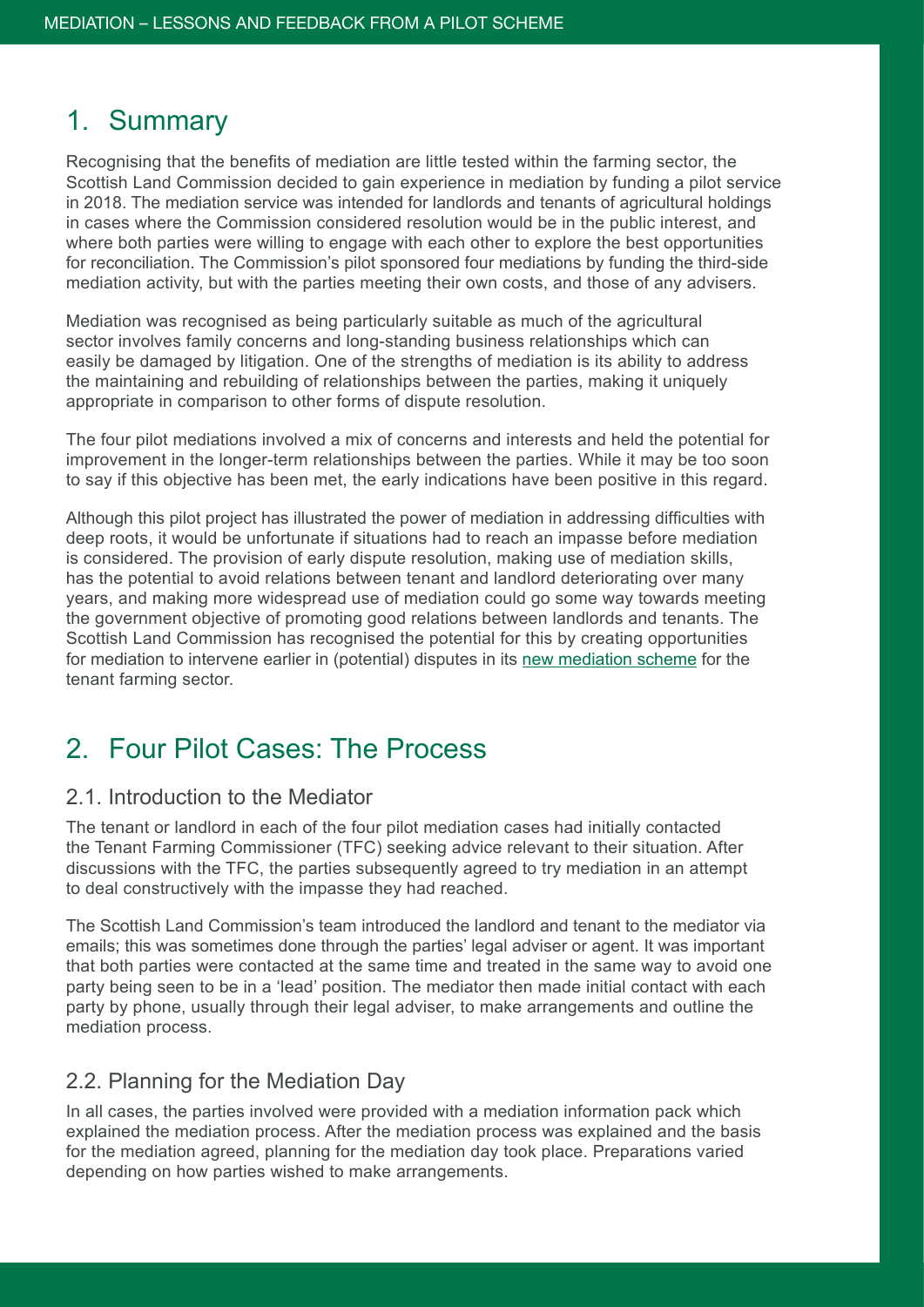## 1. Summary

Recognising that the benefits of mediation are little tested within the farming sector, the Scottish Land Commission decided to gain experience in mediation by funding a pilot service in 2018. The mediation service was intended for landlords and tenants of agricultural holdings in cases where the Commission considered resolution would be in the public interest, and where both parties were willing to engage with each other to explore the best opportunities for reconciliation. The Commission's pilot sponsored four mediations by funding the third-side mediation activity, but with the parties meeting their own costs, and those of any advisers.

Mediation was recognised as being particularly suitable as much of the agricultural sector involves family concerns and long-standing business relationships which can easily be damaged by litigation. One of the strengths of mediation is its ability to address the maintaining and rebuilding of relationships between the parties, making it uniquely appropriate in comparison to other forms of dispute resolution.

The four pilot mediations involved a mix of concerns and interests and held the potential for improvement in the longer-term relationships between the parties. While it may be too soon to say if this objective has been met, the early indications have been positive in this regard.

Although this pilot project has illustrated the power of mediation in addressing difficulties with deep roots, it would be unfortunate if situations had to reach an impasse before mediation is considered. The provision of early dispute resolution, making use of mediation skills, has the potential to avoid relations between tenant and landlord deteriorating over many years, and making more widespread use of mediation could go some way towards meeting the government objective of promoting good relations between landlords and tenants. The Scottish Land Commission has recognised the potential for this by creating opportunities for mediation to intervene earlier in (potential) disputes in its new mediation scheme for the tenant farming sector.

## 2. Four Pilot Cases: The Process

### 2.1. Introduction to the Mediator

The tenant or landlord in each of the four pilot mediation cases had initially contacted the Tenant Farming Commissioner (TFC) seeking advice relevant to their situation. After discussions with the TFC, the parties subsequently agreed to try mediation in an attempt to deal constructively with the impasse they had reached.

The Scottish Land Commission's team introduced the landlord and tenant to the mediator via emails; this was sometimes done through the parties' legal adviser or agent. It was important that both parties were contacted at the same time and treated in the same way to avoid one party being seen to be in a 'lead' position. The mediator then made initial contact with each party by phone, usually through their legal adviser, to make arrangements and outline the mediation process.

### 2.2. Planning for the Mediation Day

In all cases, the parties involved were provided with a mediation information pack which explained the mediation process. After the mediation process was explained and the basis for the mediation agreed, planning for the mediation day took place. Preparations varied depending on how parties wished to make arrangements.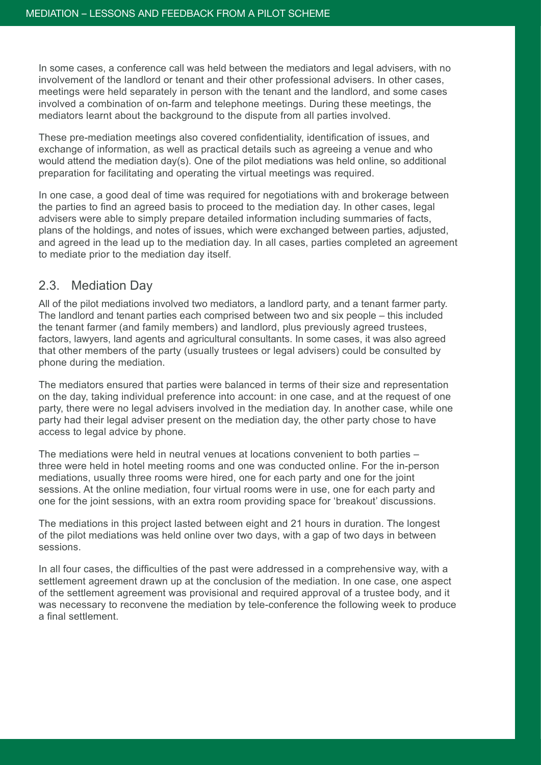In some cases, a conference call was held between the mediators and legal advisers, with no involvement of the landlord or tenant and their other professional advisers. In other cases, meetings were held separately in person with the tenant and the landlord, and some cases involved a combination of on-farm and telephone meetings. During these meetings, the mediators learnt about the background to the dispute from all parties involved.

These pre-mediation meetings also covered confidentiality, identification of issues, and exchange of information, as well as practical details such as agreeing a venue and who would attend the mediation day(s). One of the pilot mediations was held online, so additional preparation for facilitating and operating the virtual meetings was required.

In one case, a good deal of time was required for negotiations with and brokerage between the parties to find an agreed basis to proceed to the mediation day. In other cases, legal advisers were able to simply prepare detailed information including summaries of facts, plans of the holdings, and notes of issues, which were exchanged between parties, adjusted, and agreed in the lead up to the mediation day. In all cases, parties completed an agreement to mediate prior to the mediation day itself.

## 2.3. Mediation Day

All of the pilot mediations involved two mediators, a landlord party, and a tenant farmer party. The landlord and tenant parties each comprised between two and six people – this included the tenant farmer (and family members) and landlord, plus previously agreed trustees, factors, lawyers, land agents and agricultural consultants. In some cases, it was also agreed that other members of the party (usually trustees or legal advisers) could be consulted by phone during the mediation.

The mediators ensured that parties were balanced in terms of their size and representation on the day, taking individual preference into account: in one case, and at the request of one party, there were no legal advisers involved in the mediation day. In another case, while one party had their legal adviser present on the mediation day, the other party chose to have access to legal advice by phone.

The mediations were held in neutral venues at locations convenient to both parties – three were held in hotel meeting rooms and one was conducted online. For the in-person mediations, usually three rooms were hired, one for each party and one for the joint sessions. At the online mediation, four virtual rooms were in use, one for each party and one for the joint sessions, with an extra room providing space for 'breakout' discussions.

The mediations in this project lasted between eight and 21 hours in duration. The longest of the pilot mediations was held online over two days, with a gap of two days in between sessions.

In all four cases, the difficulties of the past were addressed in a comprehensive way, with a settlement agreement drawn up at the conclusion of the mediation. In one case, one aspect of the settlement agreement was provisional and required approval of a trustee body, and it was necessary to reconvene the mediation by tele-conference the following week to produce a final settlement.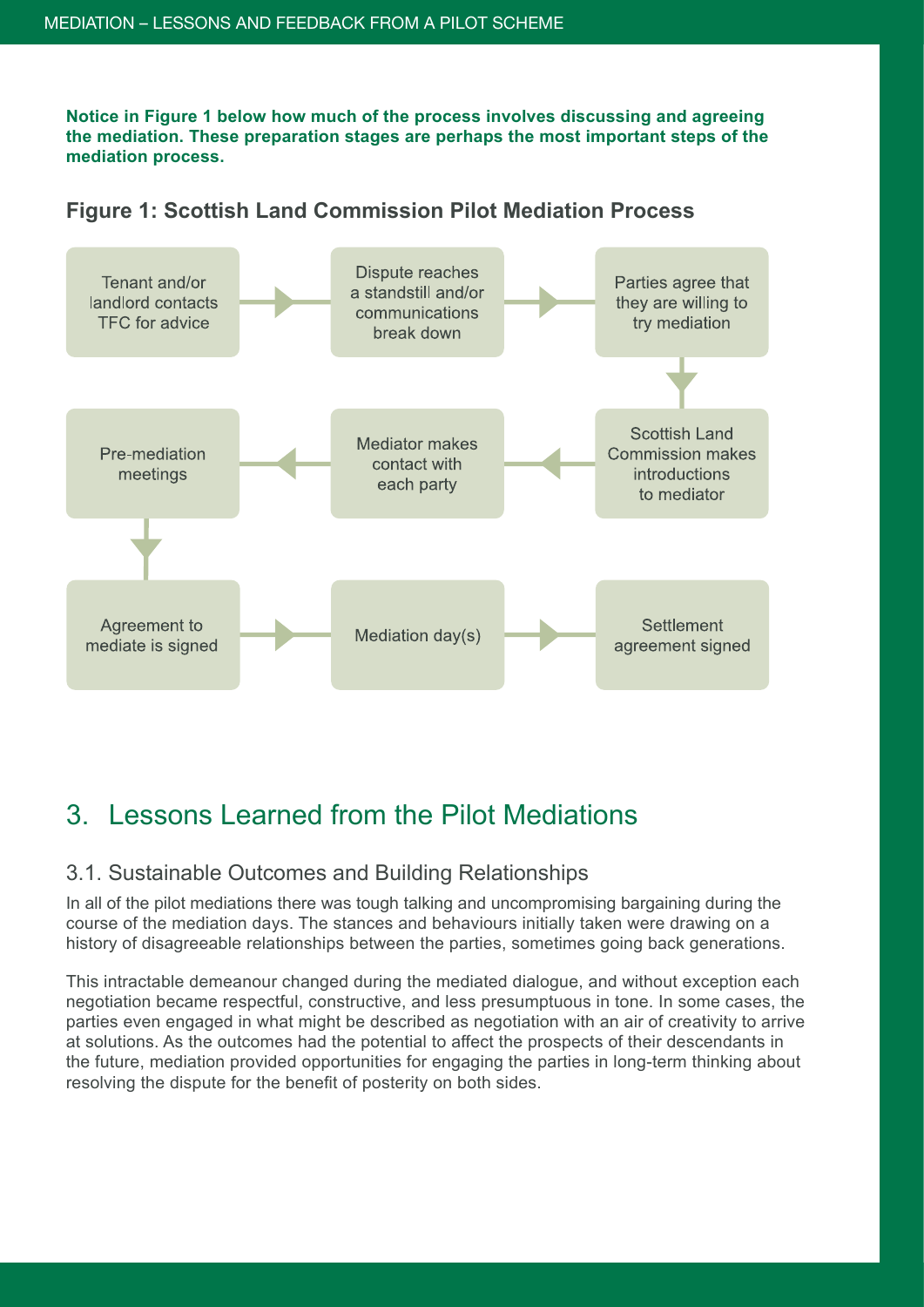**Notice in Figure 1 below how much of the process involves discussing and agreeing the mediation. These preparation stages are perhaps the most important steps of the mediation process.**

### Figure 1: Scottish Land Commission Pilot Mediation Process

1. Tenant and/or landlord contacts TFC for advice
2. Dispute reaches a standstill and/or communications break down
3. Parties agree that they are willing to try mediation
4. Scottish Land Commission makes introductions to mediator
5. Mediator makes contact with each party
6. Pre-mediation meetings
7. Agreement to mediate is signed
8. Mediation day(s)
9. Settlement agreement signed

## 3. Lessons Learned from the Pilot Mediations

### 3.1. Sustainable Outcomes and Building Relationships

In all of the pilot mediations there was tough talking and uncompromising bargaining during the course of the mediation days. The stances and behaviours initially taken were drawing on a history of disagreeable relationships between the parties, sometimes going back generations.

This intractable demeanour changed during the mediated dialogue, and without exception each negotiation became respectful, constructive, and less presumptuous in tone. In some cases, the parties even engaged in what might be described as negotiation with an air of creativity to arrive at solutions. As the outcomes had the potential to affect the prospects of their descendants in the future, mediation provided opportunities for engaging the parties in long-term thinking about resolving the dispute for the benefit of posterity on both sides.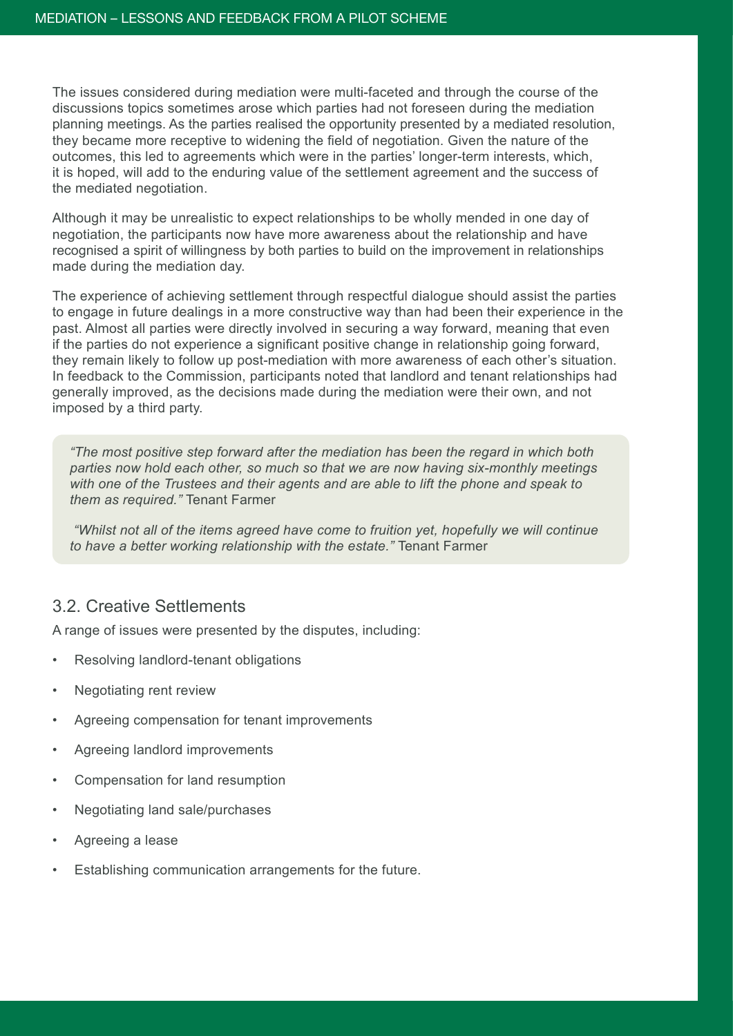The issues considered during mediation were multi-faceted and through the course of the discussions topics sometimes arose which parties had not foreseen during the mediation planning meetings. As the parties realised the opportunity presented by a mediated resolution, they became more receptive to widening the field of negotiation. Given the nature of the outcomes, this led to agreements which were in the parties' longer-term interests, which, it is hoped, will add to the enduring value of the settlement agreement and the success of the mediated negotiation.

Although it may be unrealistic to expect relationships to be wholly mended in one day of negotiation, the participants now have more awareness about the relationship and have recognised a spirit of willingness by both parties to build on the improvement in relationships made during the mediation day.

The experience of achieving settlement through respectful dialogue should assist the parties to engage in future dealings in a more constructive way than had been their experience in the past. Almost all parties were directly involved in securing a way forward, meaning that even if the parties do not experience a significant positive change in relationship going forward, they remain likely to follow up post-mediation with more awareness of each other's situation. In feedback to the Commission, participants noted that landlord and tenant relationships had generally improved, as the decisions made during the mediation were their own, and not imposed by a third party.

> *"The most positive step forward after the mediation has been the regard in which both parties now hold each other, so much so that we are now having six-monthly meetings with one of the Trustees and their agents and are able to lift the phone and speak to them as required."* Tenant Farmer
>
> *"Whilst not all of the items agreed have come to fruition yet, hopefully we will continue to have a better working relationship with the estate."* Tenant Farmer

## 3.2. Creative Settlements

A range of issues were presented by the disputes, including:

- Resolving landlord-tenant obligations
- Negotiating rent review
- Agreeing compensation for tenant improvements
- Agreeing landlord improvements
- Compensation for land resumption
- Negotiating land sale/purchases
- Agreeing a lease
- Establishing communication arrangements for the future.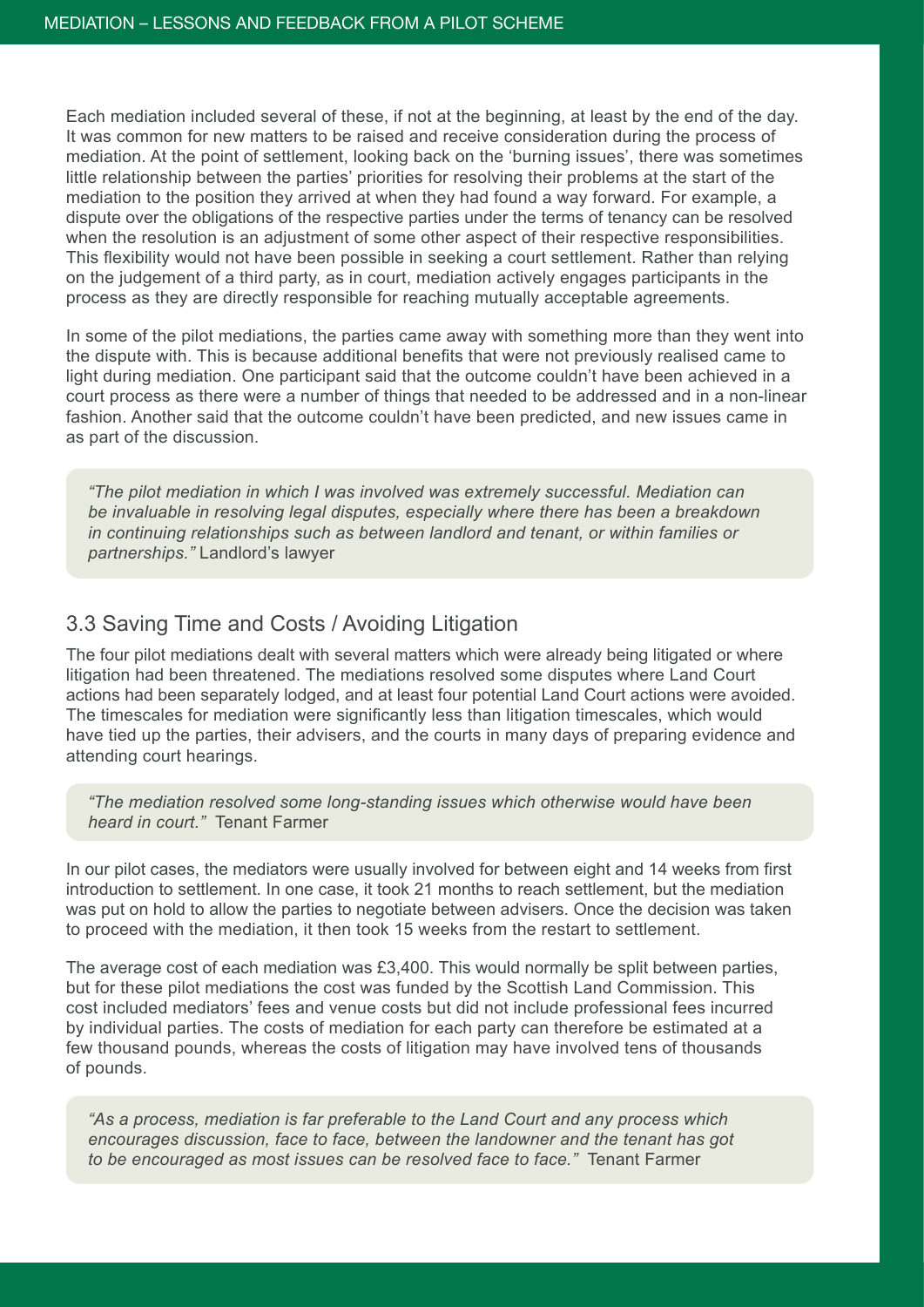Each mediation included several of these, if not at the beginning, at least by the end of the day. It was common for new matters to be raised and receive consideration during the process of mediation. At the point of settlement, looking back on the 'burning issues', there was sometimes little relationship between the parties' priorities for resolving their problems at the start of the mediation to the position they arrived at when they had found a way forward. For example, a dispute over the obligations of the respective parties under the terms of tenancy can be resolved when the resolution is an adjustment of some other aspect of their respective responsibilities. This flexibility would not have been possible in seeking a court settlement. Rather than relying on the judgement of a third party, as in court, mediation actively engages participants in the process as they are directly responsible for reaching mutually acceptable agreements.

In some of the pilot mediations, the parties came away with something more than they went into the dispute with. This is because additional benefits that were not previously realised came to light during mediation. One participant said that the outcome couldn't have been achieved in a court process as there were a number of things that needed to be addressed and in a non-linear fashion. Another said that the outcome couldn't have been predicted, and new issues came in as part of the discussion.

> *"The pilot mediation in which I was involved was extremely successful. Mediation can be invaluable in resolving legal disputes, especially where there has been a breakdown in continuing relationships such as between landlord and tenant, or within families or partnerships."* Landlord's lawyer

## 3.3 Saving Time and Costs / Avoiding Litigation

The four pilot mediations dealt with several matters which were already being litigated or where litigation had been threatened. The mediations resolved some disputes where Land Court actions had been separately lodged, and at least four potential Land Court actions were avoided. The timescales for mediation were significantly less than litigation timescales, which would have tied up the parties, their advisers, and the courts in many days of preparing evidence and attending court hearings.

> *"The mediation resolved some long-standing issues which otherwise would have been heard in court."* Tenant Farmer

In our pilot cases, the mediators were usually involved for between eight and 14 weeks from first introduction to settlement. In one case, it took 21 months to reach settlement, but the mediation was put on hold to allow the parties to negotiate between advisers. Once the decision was taken to proceed with the mediation, it then took 15 weeks from the restart to settlement.

The average cost of each mediation was £3,400. This would normally be split between parties, but for these pilot mediations the cost was funded by the Scottish Land Commission. This cost included mediators' fees and venue costs but did not include professional fees incurred by individual parties. The costs of mediation for each party can therefore be estimated at a few thousand pounds, whereas the costs of litigation may have involved tens of thousands of pounds.

> *"As a process, mediation is far preferable to the Land Court and any process which encourages discussion, face to face, between the landowner and the tenant has got to be encouraged as most issues can be resolved face to face."* Tenant Farmer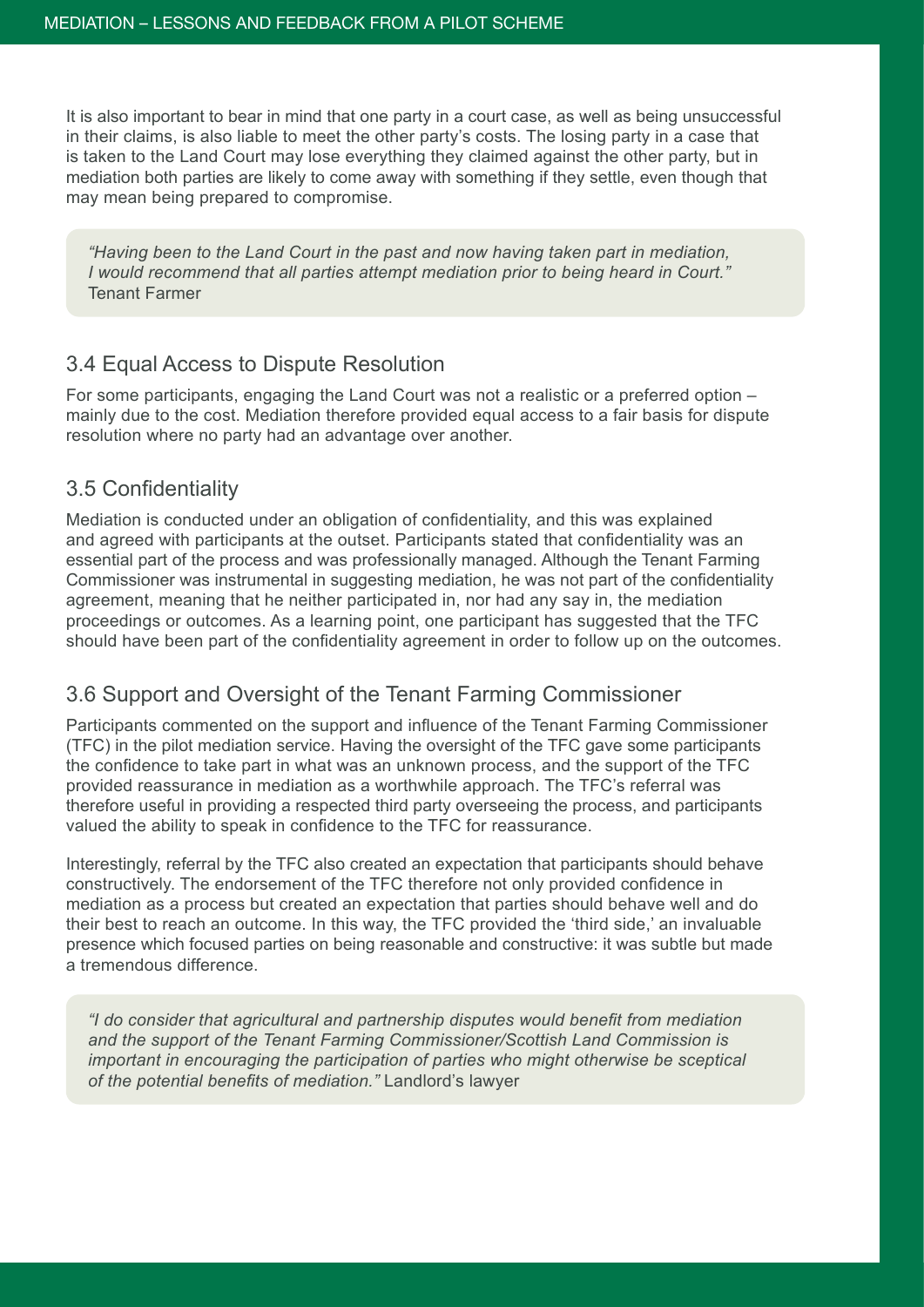It is also important to bear in mind that one party in a court case, as well as being unsuccessful in their claims, is also liable to meet the other party's costs. The losing party in a case that is taken to the Land Court may lose everything they claimed against the other party, but in mediation both parties are likely to come away with something if they settle, even though that may mean being prepared to compromise.

> *"Having been to the Land Court in the past and now having taken part in mediation, I would recommend that all parties attempt mediation prior to being heard in Court."*
> Tenant Farmer

## 3.4 Equal Access to Dispute Resolution

For some participants, engaging the Land Court was not a realistic or a preferred option – mainly due to the cost. Mediation therefore provided equal access to a fair basis for dispute resolution where no party had an advantage over another.

## 3.5 Confidentiality

Mediation is conducted under an obligation of confidentiality, and this was explained and agreed with participants at the outset. Participants stated that confidentiality was an essential part of the process and was professionally managed. Although the Tenant Farming Commissioner was instrumental in suggesting mediation, he was not part of the confidentiality agreement, meaning that he neither participated in, nor had any say in, the mediation proceedings or outcomes. As a learning point, one participant has suggested that the TFC should have been part of the confidentiality agreement in order to follow up on the outcomes.

## 3.6 Support and Oversight of the Tenant Farming Commissioner

Participants commented on the support and influence of the Tenant Farming Commissioner (TFC) in the pilot mediation service. Having the oversight of the TFC gave some participants the confidence to take part in what was an unknown process, and the support of the TFC provided reassurance in mediation as a worthwhile approach. The TFC's referral was therefore useful in providing a respected third party overseeing the process, and participants valued the ability to speak in confidence to the TFC for reassurance.

Interestingly, referral by the TFC also created an expectation that participants should behave constructively. The endorsement of the TFC therefore not only provided confidence in mediation as a process but created an expectation that parties should behave well and do their best to reach an outcome. In this way, the TFC provided the 'third side,' an invaluable presence which focused parties on being reasonable and constructive: it was subtle but made a tremendous difference.

> *"I do consider that agricultural and partnership disputes would benefit from mediation and the support of the Tenant Farming Commissioner/Scottish Land Commission is important in encouraging the participation of parties who might otherwise be sceptical of the potential benefits of mediation."* Landlord's lawyer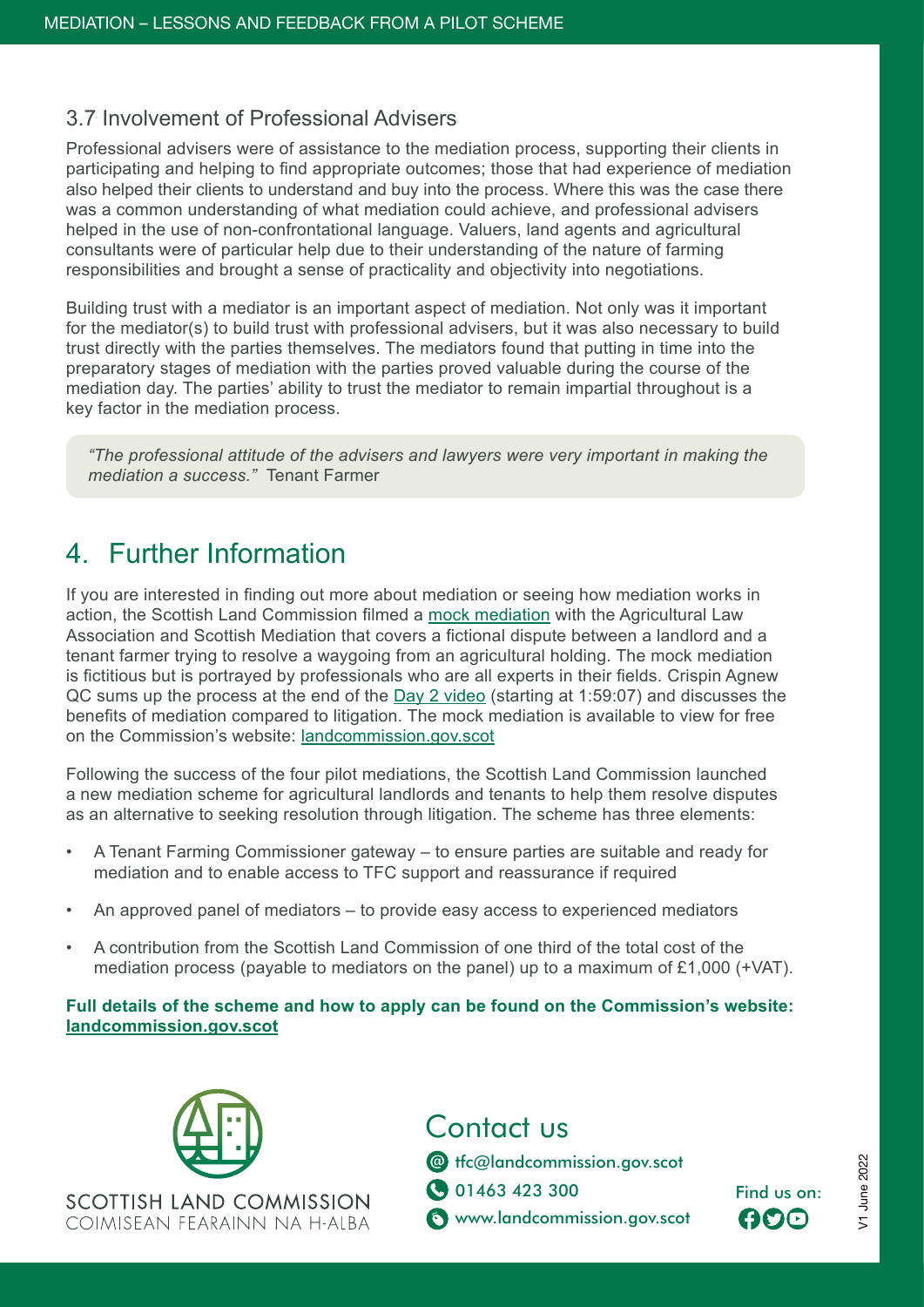### 3.7 Involvement of Professional Advisers

Professional advisers were of assistance to the mediation process, supporting their clients in participating and helping to find appropriate outcomes; those that had experience of mediation also helped their clients to understand and buy into the process. Where this was the case there was a common understanding of what mediation could achieve, and professional advisers helped in the use of non-confrontational language. Valuers, land agents and agricultural consultants were of particular help due to their understanding of the nature of farming responsibilities and brought a sense of practicality and objectivity into negotiations.

Building trust with a mediator is an important aspect of mediation. Not only was it important for the mediator(s) to build trust with professional advisers, but it was also necessary to build trust directly with the parties themselves. The mediators found that putting in time into the preparatory stages of mediation with the parties proved valuable during the course of the mediation day. The parties' ability to trust the mediator to remain impartial throughout is a key factor in the mediation process.

> *"The professional attitude of the advisers and lawyers were very important in making the mediation a success."* Tenant Farmer

## 4. Further Information

If you are interested in finding out more about mediation or seeing how mediation works in action, the Scottish Land Commission filmed a mock mediation with the Agricultural Law Association and Scottish Mediation that covers a fictional dispute between a landlord and a tenant farmer trying to resolve a waygoing from an agricultural holding. The mock mediation is fictitious but is portrayed by professionals who are all experts in their fields. Crispin Agnew QC sums up the process at the end of the Day 2 video (starting at 1:59:07) and discusses the benefits of mediation compared to litigation. The mock mediation is available to view for free on the Commission's website: landcommission.gov.scot

Following the success of the four pilot mediations, the Scottish Land Commission launched a new mediation scheme for agricultural landlords and tenants to help them resolve disputes as an alternative to seeking resolution through litigation. The scheme has three elements:

- A Tenant Farming Commissioner gateway – to ensure parties are suitable and ready for mediation and to enable access to TFC support and reassurance if required
- An approved panel of mediators – to provide easy access to experienced mediators
- A contribution from the Scottish Land Commission of one third of the total cost of the mediation process (payable to mediators on the panel) up to a maximum of £1,000 (+VAT).

**Full details of the scheme and how to apply can be found on the Commission's website: landcommission.gov.scot**

SCOTTISH LAND COMMISSION
COIMISEAN FEARAINN NA H-ALBA

Contact us

tfc@landcommission.gov.scot

01463 423 300

www.landcommission.gov.scot

Find us on:

V1 June 2022